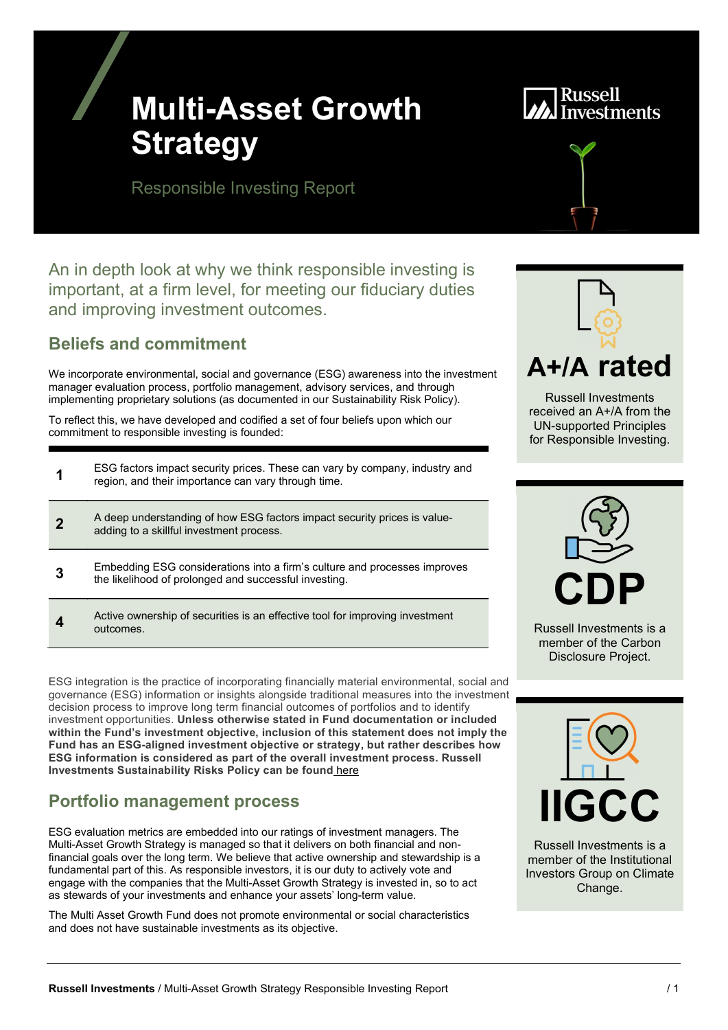# Multi-Asset Growth Strategy

Responsible Investing Report

An in depth look at why we think responsible investing is important, at a firm level, for meeting our fiduciary duties and improving investment outcomes.

## Beliefs and commitment

We incorporate environmental, social and governance (ESG) awareness into the investment manager evaluation process, portfolio management, advisory services, and through implementing proprietary solutions (as documented in our Sustainability Risk Policy).

To reflect this, we have developed and codified a set of four beliefs upon which our commitment to responsible investing is founded:

| | |
|---|---|
| **1** | ESG factors impact security prices. These can vary by company, industry and region, and their importance can vary through time. |
| **2** | A deep understanding of how ESG factors impact security prices is value-adding to a skillful investment process. |
| **3** | Embedding ESG considerations into a firm's culture and processes improves the likelihood of prolonged and successful investing. |
| **4** | Active ownership of securities is an effective tool for improving investment outcomes. |

ESG integration is the practice of incorporating financially material environmental, social and governance (ESG) information or insights alongside traditional measures into the investment decision process to improve long term financial outcomes of portfolios and to identify investment opportunities. **Unless otherwise stated in Fund documentation or included within the Fund's investment objective, inclusion of this statement does not imply the Fund has an ESG-aligned investment objective or strategy, but rather describes how ESG information is considered as part of the overall investment process. Russell Investments Sustainability Risks Policy can be found** here

## Portfolio management process

ESG evaluation metrics are embedded into our ratings of investment managers. The Multi-Asset Growth Strategy is managed so that it delivers on both financial and non-financial goals over the long term. We believe that active ownership and stewardship is a fundamental part of this. As responsible investors, it is our duty to actively vote and engage with the companies that the Multi-Asset Growth Strategy is invested in, so to act as stewards of your investments and enhance your assets' long-term value.

The Multi Asset Growth Fund does not promote environmental or social characteristics and does not have sustainable investments as its objective.

**A+/A rated**

Russell Investments received an A+/A from the UN-supported Principles for Responsible Investing.

**CDP**

Russell Investments is a member of the Carbon Disclosure Project.

**IIGCC**

Russell Investments is a member of the Institutional Investors Group on Climate Change.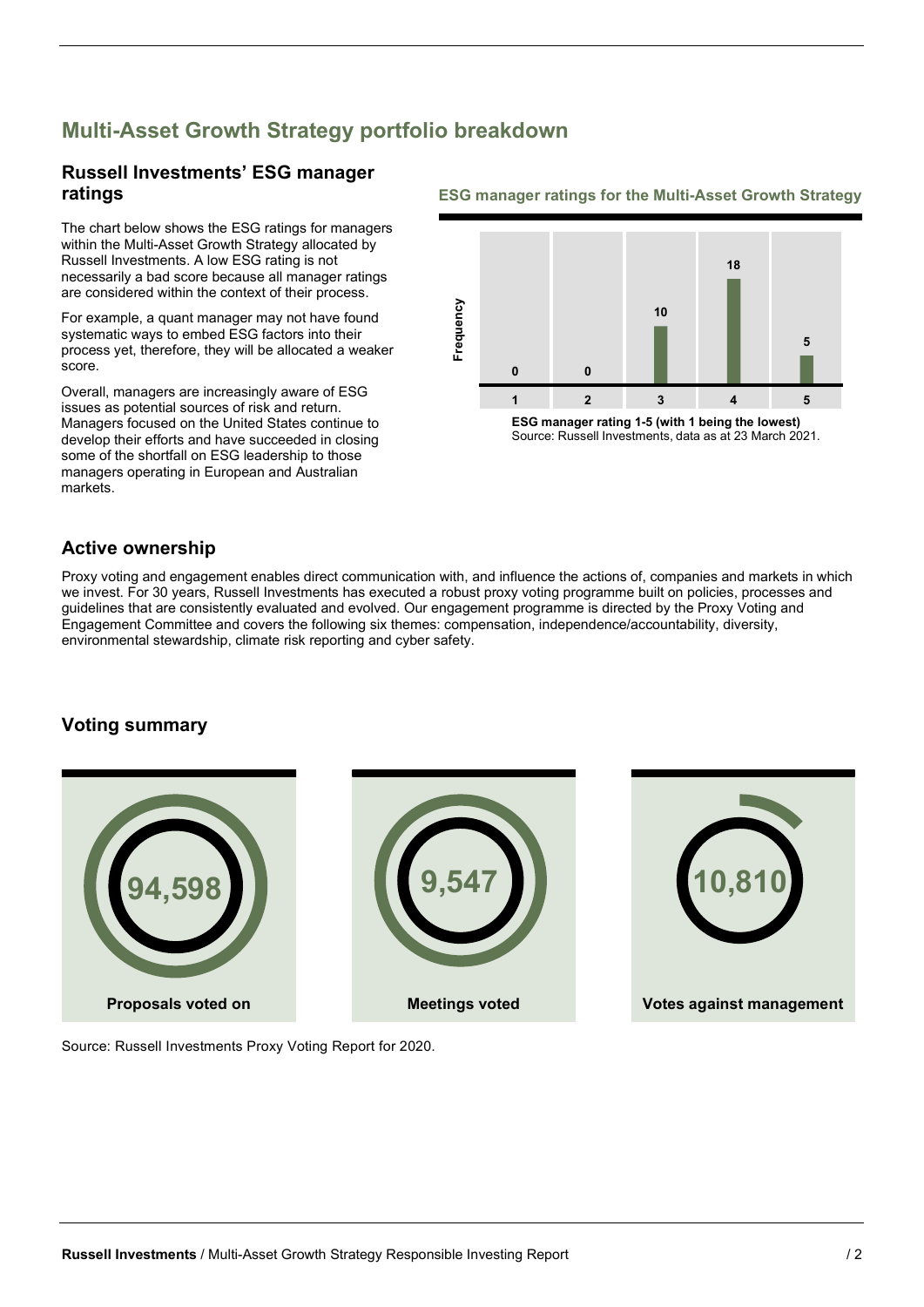# Multi-Asset Growth Strategy portfolio breakdown

## Russell Investments' ESG manager ratings

The chart below shows the ESG ratings for managers within the Multi-Asset Growth Strategy allocated by Russell Investments. A low ESG rating is not necessarily a bad score because all manager ratings are considered within the context of their process.

For example, a quant manager may not have found systematic ways to embed ESG factors into their process yet, therefore, they will be allocated a weaker score.

Overall, managers are increasingly aware of ESG issues as potential sources of risk and return. Managers focused on the United States continue to develop their efforts and have succeeded in closing some of the shortfall on ESG leadership to those managers operating in European and Australian markets.

### ESG manager ratings for the Multi-Asset Growth Strategy

| ESG manager rating | Frequency |
|---|---|
| 1 | 0 |
| 2 | 0 |
| 3 | 10 |
| 4 | 18 |
| 5 | 5 |

**ESG manager rating 1-5 (with 1 being the lowest)**
Source: Russell Investments, data as at 23 March 2021.

## Active ownership

Proxy voting and engagement enables direct communication with, and influence the actions of, companies and markets in which we invest. For 30 years, Russell Investments has executed a robust proxy voting programme built on policies, processes and guidelines that are consistently evaluated and evolved. Our engagement programme is directed by the Proxy Voting and Engagement Committee and covers the following six themes: compensation, independence/accountability, diversity, environmental stewardship, climate risk reporting and cyber safety.

## Voting summary

| Proposals voted on | Meetings voted | Votes against management |
|---|---|---|
| 94,598 | 9,547 | 10,810 |

Source: Russell Investments Proxy Voting Report for 2020.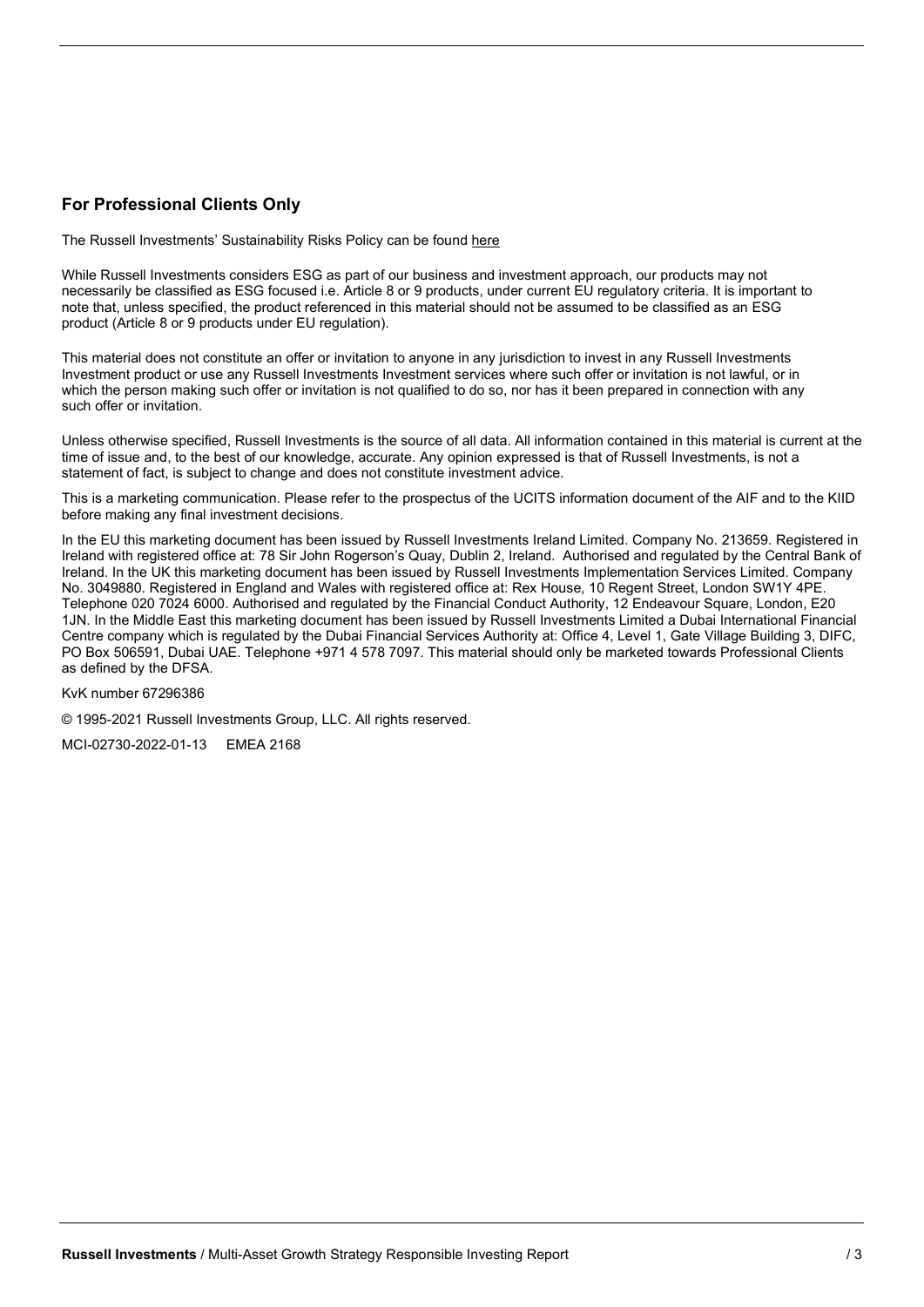## For Professional Clients Only

The Russell Investments' Sustainability Risks Policy can be found here

While Russell Investments considers ESG as part of our business and investment approach, our products may not necessarily be classified as ESG focused i.e. Article 8 or 9 products, under current EU regulatory criteria. It is important to note that, unless specified, the product referenced in this material should not be assumed to be classified as an ESG product (Article 8 or 9 products under EU regulation).

This material does not constitute an offer or invitation to anyone in any jurisdiction to invest in any Russell Investments Investment product or use any Russell Investments Investment services where such offer or invitation is not lawful, or in which the person making such offer or invitation is not qualified to do so, nor has it been prepared in connection with any such offer or invitation.

Unless otherwise specified, Russell Investments is the source of all data. All information contained in this material is current at the time of issue and, to the best of our knowledge, accurate. Any opinion expressed is that of Russell Investments, is not a statement of fact, is subject to change and does not constitute investment advice.

This is a marketing communication. Please refer to the prospectus of the UCITS information document of the AIF and to the KIID before making any final investment decisions.

In the EU this marketing document has been issued by Russell Investments Ireland Limited. Company No. 213659. Registered in Ireland with registered office at: 78 Sir John Rogerson's Quay, Dublin 2, Ireland. Authorised and regulated by the Central Bank of Ireland. In the UK this marketing document has been issued by Russell Investments Implementation Services Limited. Company No. 3049880. Registered in England and Wales with registered office at: Rex House, 10 Regent Street, London SW1Y 4PE. Telephone 020 7024 6000. Authorised and regulated by the Financial Conduct Authority, 12 Endeavour Square, London, E20 1JN. In the Middle East this marketing document has been issued by Russell Investments Limited a Dubai International Financial Centre company which is regulated by the Dubai Financial Services Authority at: Office 4, Level 1, Gate Village Building 3, DIFC, PO Box 506591, Dubai UAE. Telephone +971 4 578 7097. This material should only be marketed towards Professional Clients as defined by the DFSA.

KvK number 67296386

© 1995-2021 Russell Investments Group, LLC. All rights reserved.

MCI-02730-2022-01-13 EMEA 2168